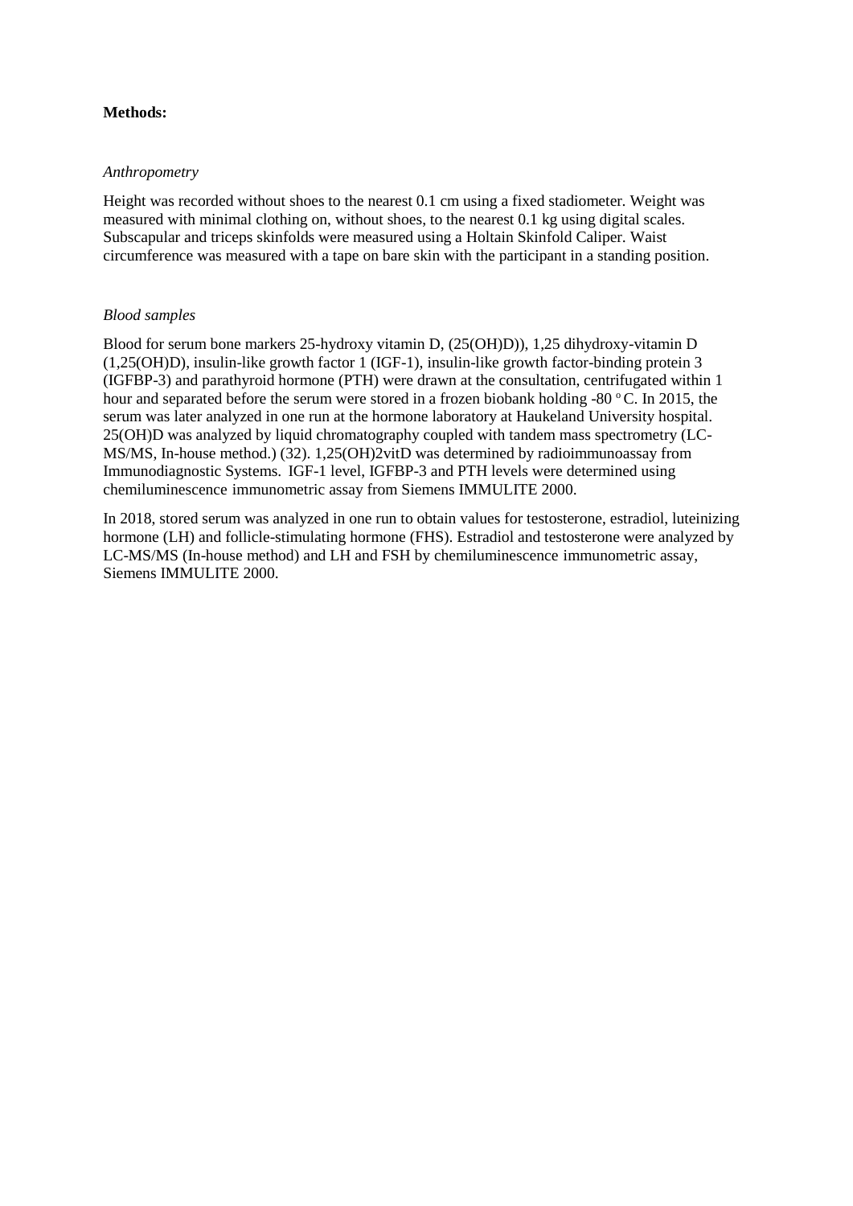**Methods:**

*Anthropometry*

Height was recorded without shoes to the nearest 0.1 cm using a fixed stadiometer. Weight was measured with minimal clothing on, without shoes, to the nearest 0.1 kg using digital scales. Subscapular and triceps skinfolds were measured using a Holtain Skinfold Caliper. Waist circumference was measured with a tape on bare skin with the participant in a standing position.

*Blood samples*

Blood for serum bone markers 25-hydroxy vitamin D, (25(OH)D)), 1,25 dihydroxy-vitamin D (1,25(OH)D), insulin-like growth factor 1 (IGF-1), insulin-like growth factor-binding protein 3 (IGFBP-3) and parathyroid hormone (PTH) were drawn at the consultation, centrifugated within 1 hour and separated before the serum were stored in a frozen biobank holding -80 $^{o}$C. In 2015, the serum was later analyzed in one run at the hormone laboratory at Haukeland University hospital. 25(OH)D was analyzed by liquid chromatography coupled with tandem mass spectrometry (LC-MS/MS, In-house method.) (32). 1,25(OH)2vitD was determined by radioimmunoassay from Immunodiagnostic Systems. IGF-1 level, IGFBP-3 and PTH levels were determined using chemiluminescence immunometric assay from Siemens IMMULITE 2000.

In 2018, stored serum was analyzed in one run to obtain values for testosterone, estradiol, luteinizing hormone (LH) and follicle-stimulating hormone (FHS). Estradiol and testosterone were analyzed by LC-MS/MS (In-house method) and LH and FSH by chemiluminescence immunometric assay, Siemens IMMULITE 2000.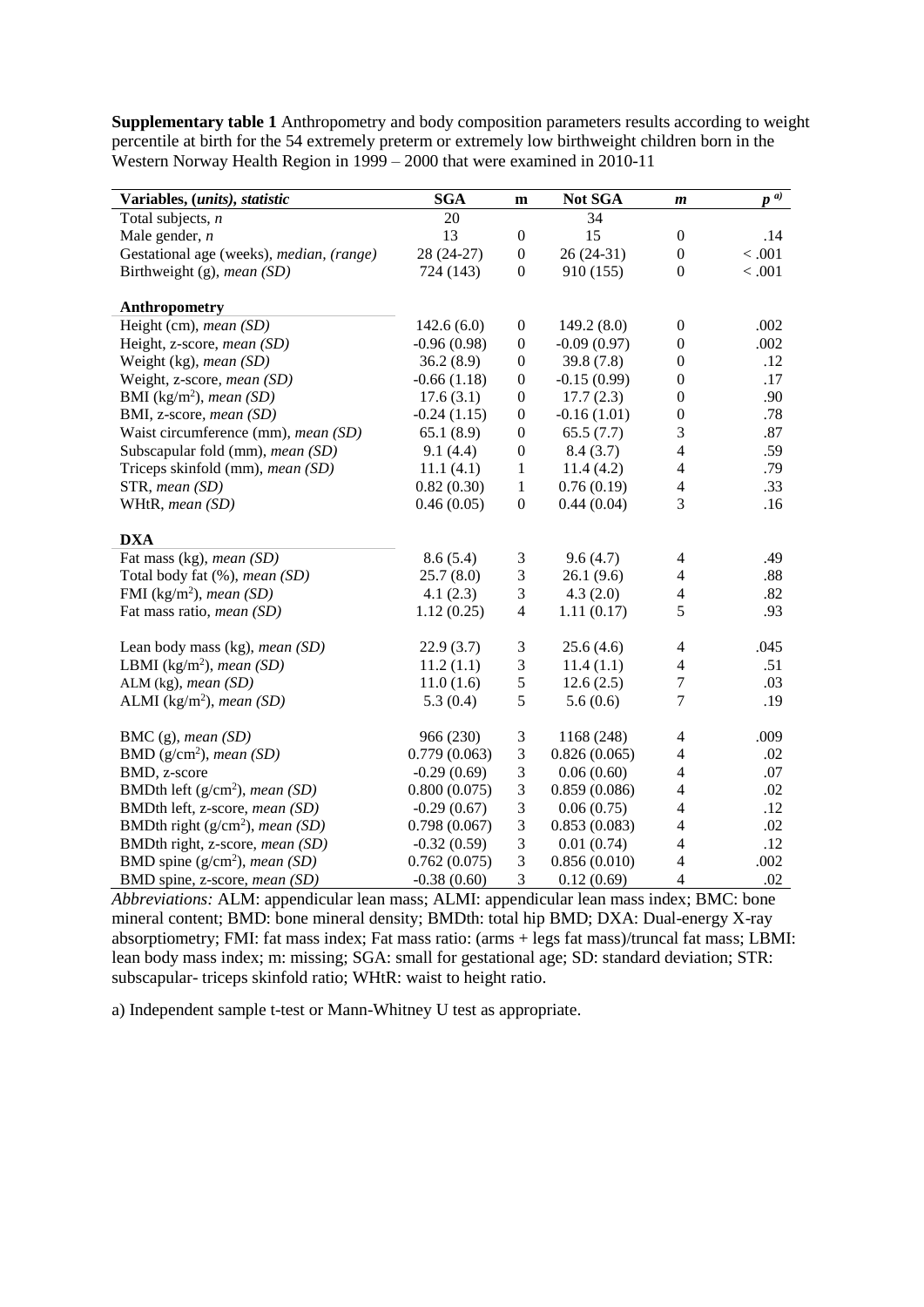**Supplementary table 1** Anthropometry and body composition parameters results according to weight percentile at birth for the 54 extremely preterm or extremely low birthweight children born in the Western Norway Health Region in 1999 – 2000 that were examined in 2010-11

| Variables, (*units*), *statistic* | SGA | m | Not SGA | *m* | $p$ [a)] |
|---|---|---|---|---|---|
| Total subjects, *n* | 20 | | 34 | | |
| Male gender, *n* | 13 | 0 | 15 | 0 | .14 |
| Gestational age (weeks), *median, (range)* | 28 (24-27) | 0 | 26 (24-31) | 0 | < .001 |
| Birthweight (g), *mean (SD)* | 724 (143) | 0 | 910 (155) | 0 | < .001 |
| **Anthropometry** | | | | | |
| Height (cm), *mean (SD)* | 142.6 (6.0) | 0 | 149.2 (8.0) | 0 | .002 |
| Height, z-score, *mean (SD)* | -0.96 (0.98) | 0 | -0.09 (0.97) | 0 | .002 |
| Weight (kg), *mean (SD)* | 36.2 (8.9) | 0 | 39.8 (7.8) | 0 | .12 |
| Weight, z-score, *mean (SD)* | -0.66 (1.18) | 0 | -0.15 (0.99) | 0 | .17 |
| BMI ($kg/m^2$), *mean (SD)* | 17.6 (3.1) | 0 | 17.7 (2.3) | 0 | .90 |
| BMI, z-score, *mean (SD)* | -0.24 (1.15) | 0 | -0.16 (1.01) | 0 | .78 |
| Waist circumference (mm), *mean (SD)* | 65.1 (8.9) | 0 | 65.5 (7.7) | 3 | .87 |
| Subscapular fold (mm), *mean (SD)* | 9.1 (4.4) | 0 | 8.4 (3.7) | 4 | .59 |
| Triceps skinfold (mm), *mean (SD)* | 11.1 (4.1) | 1 | 11.4 (4.2) | 4 | .79 |
| STR, *mean (SD)* | 0.82 (0.30) | 1 | 0.76 (0.19) | 4 | .33 |
| WHtR, *mean (SD)* | 0.46 (0.05) | 0 | 0.44 (0.04) | 3 | .16 |
| **DXA** | | | | | |
| Fat mass (kg), *mean (SD)* | 8.6 (5.4) | 3 | 9.6 (4.7) | 4 | .49 |
| Total body fat (%), *mean (SD)* | 25.7 (8.0) | 3 | 26.1 (9.6) | 4 | .88 |
| FMI ($kg/m^2$), *mean (SD)* | 4.1 (2.3) | 3 | 4.3 (2.0) | 4 | .82 |
| Fat mass ratio, *mean (SD)* | 1.12 (0.25) | 4 | 1.11 (0.17) | 5 | .93 |
| Lean body mass (kg), *mean (SD)* | 22.9 (3.7) | 3 | 25.6 (4.6) | 4 | .045 |
| LBMI ($kg/m^2$), *mean (SD)* | 11.2 (1.1) | 3 | 11.4 (1.1) | 4 | .51 |
| ALM (kg), *mean (SD)* | 11.0 (1.6) | 5 | 12.6 (2.5) | 7 | .03 |
| ALMI ($kg/m^2$), *mean (SD)* | 5.3 (0.4) | 5 | 5.6 (0.6) | 7 | .19 |
| BMC (g), *mean (SD)* | 966 (230) | 3 | 1168 (248) | 4 | .009 |
| BMD ($g/cm^2$), *mean (SD)* | 0.779 (0.063) | 3 | 0.826 (0.065) | 4 | .02 |
| BMD, z-score | -0.29 (0.69) | 3 | 0.06 (0.60) | 4 | .07 |
| BMDth left ($g/cm^2$), *mean (SD)* | 0.800 (0.075) | 3 | 0.859 (0.086) | 4 | .02 |
| BMDth left, z-score, *mean (SD)* | -0.29 (0.67) | 3 | 0.06 (0.75) | 4 | .12 |
| BMDth right ($g/cm^2$), *mean (SD)* | 0.798 (0.067) | 3 | 0.853 (0.083) | 4 | .02 |
| BMDth right, z-score, *mean (SD)* | -0.32 (0.59) | 3 | 0.01 (0.74) | 4 | .12 |
| BMD spine ($g/cm^2$), *mean (SD)* | 0.762 (0.075) | 3 | 0.856 (0.010) | 4 | .002 |
| BMD spine, z-score, *mean (SD)* | -0.38 (0.60) | 3 | 0.12 (0.69) | 4 | .02 |

*Abbreviations:* ALM: appendicular lean mass; ALMI: appendicular lean mass index; BMC: bone mineral content; BMD: bone mineral density; BMDth: total hip BMD; DXA: Dual-energy X-ray absorptiometry; FMI: fat mass index; Fat mass ratio: (arms + legs fat mass)/truncal fat mass; LBMI: lean body mass index; m: missing; SGA: small for gestational age; SD: standard deviation; STR: subscapular- triceps skinfold ratio; WHtR: waist to height ratio.

a) Independent sample t-test or Mann-Whitney U test as appropriate.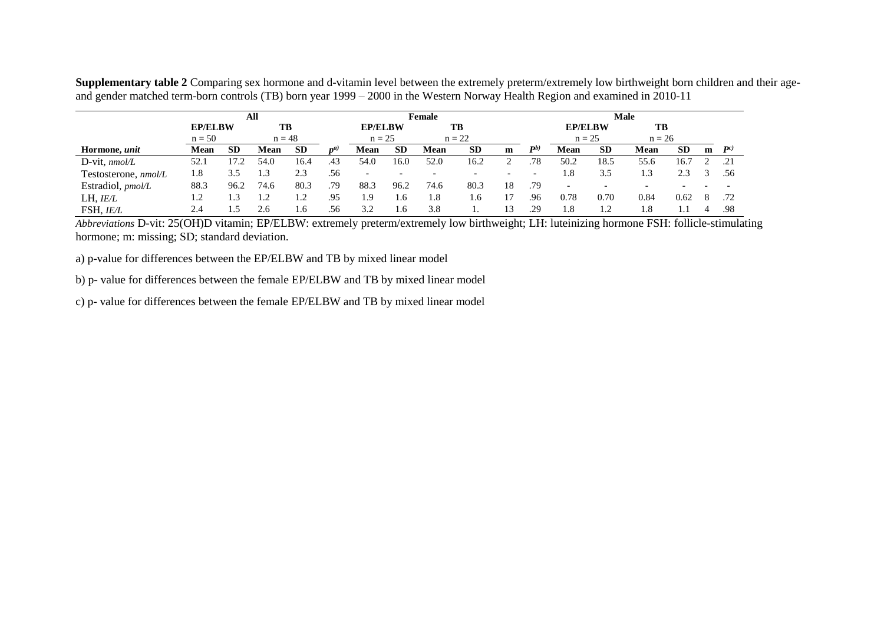**Supplementary table 2** Comparing sex hormone and d-vitamin level between the extremely preterm/extremely low birthweight born children and their age- and gender matched term-born controls (TB) born year 1999 – 2000 in the Western Norway Health Region and examined in 2010-11

| | All | | | | | Female | | | | | | Male | | | | | |
|---|---|---|---|---|---|---|---|---|---|---|---|---|---|---|---|---|---|
| | EP/ELBW | | TB | | | EP/ELBW | | TB | | | | EP/ELBW | | TB | | | |
| | n = 50 | | n = 48 | | | n = 25 | | n = 22 | | | | n = 25 | | n = 26 | | | |
| **Hormone, *unit*** | **Mean** | **SD** | **Mean** | **SD** | ***p*[a)]** | **Mean** | **SD** | **Mean** | **SD** | **m** | ***P*[b)]** | **Mean** | **SD** | **Mean** | **SD** | **m** | ***P*[c)]** |
| D-vit, *nmol/L* | 52.1 | 17.2 | 54.0 | 16.4 | .43 | 54.0 | 16.0 | 52.0 | 16.2 | 2 | .78 | 50.2 | 18.5 | 55.6 | 16.7 | 2 | .21 |
| Testosterone, *nmol/L* | 1.8 | 3.5 | 1.3 | 2.3 | .56 | - | - | - | - | - | - | 1.8 | 3.5 | 1.3 | 2.3 | 3 | .56 |
| Estradiol, *pmol/L* | 88.3 | 96.2 | 74.6 | 80.3 | .79 | 88.3 | 96.2 | 74.6 | 80.3 | 18 | .79 | - | - | - | - | - | - |
| LH, *IE/L* | 1.2 | 1.3 | 1.2 | 1.2 | .95 | 1.9 | 1.6 | 1.8 | 1.6 | 17 | .96 | 0.78 | 0.70 | 0.84 | 0.62 | 8 | .72 |
| FSH, *IE/L* | 2.4 | 1.5 | 2.6 | 1.6 | .56 | 3.2 | 1.6 | 3.8 | 1. | 13 | .29 | 1.8 | 1.2 | 1.8 | 1.1 | 4 | .98 |

*Abbreviations* D-vit: 25(OH)D vitamin; EP/ELBW: extremely preterm/extremely low birthweight; LH: luteinizing hormone FSH: follicle-stimulating hormone; m: missing; SD; standard deviation.

a) p-value for differences between the EP/ELBW and TB by mixed linear model

b) p- value for differences between the female EP/ELBW and TB by mixed linear model

c) p- value for differences between the female EP/ELBW and TB by mixed linear model